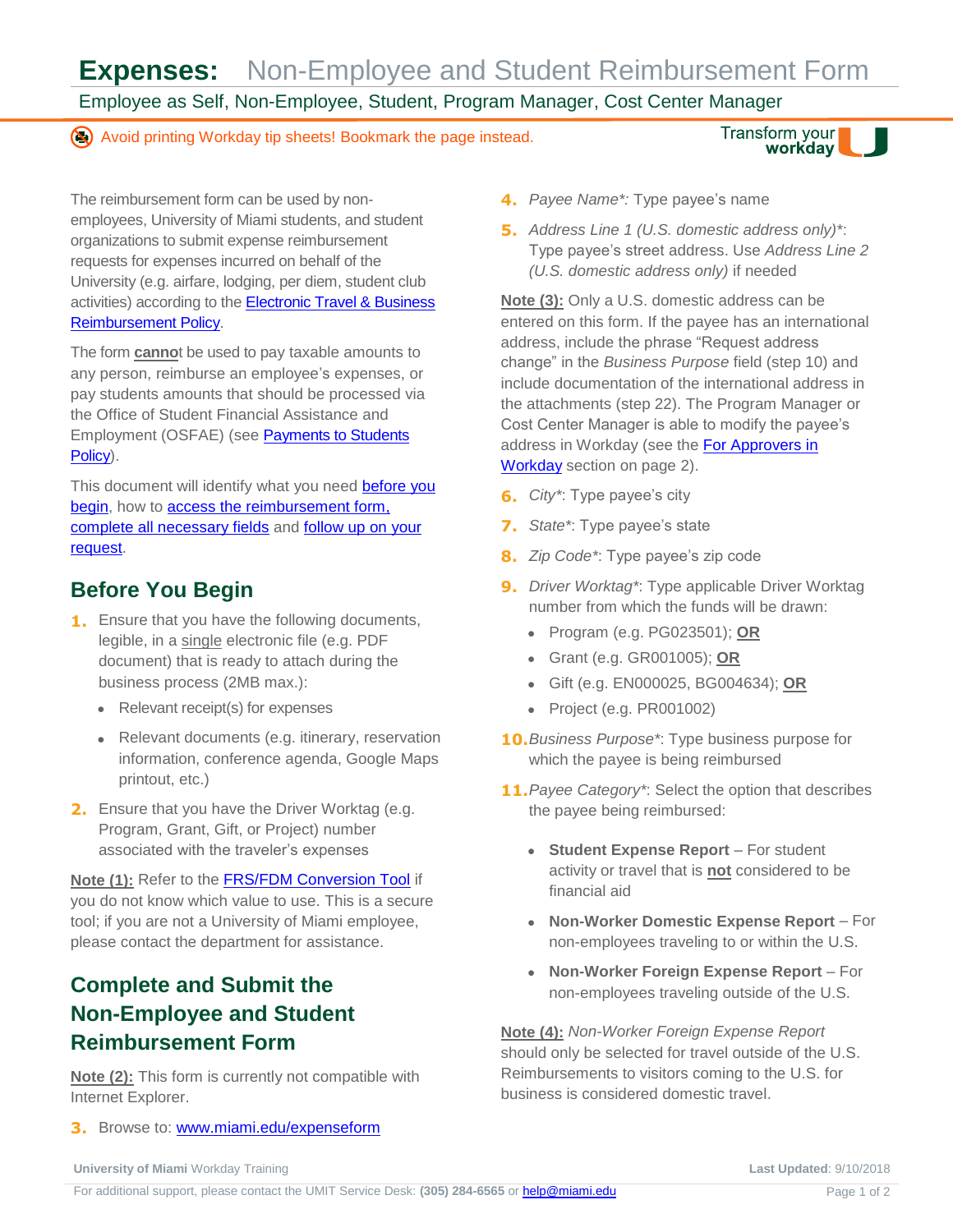# Expenses: Non-Employee and Student Reimbursement Form

Employee as Self, Non-Employee, Student, Program Manager, Cost Center Manager

Avoid printing Workday tip sheets! Bookmark the page instead.

The reimbursement form can be used by non-employees, University of Miami students, and student organizations to submit expense reimbursement requests for expenses incurred on behalf of the University (e.g. airfare, lodging, per diem, student club activities) according to the [Electronic Travel & Business Reimbursement Policy](#).

The form **cannot** be used to pay taxable amounts to any person, reimburse an employee's expenses, or pay students amounts that should be processed via the Office of Student Financial Assistance and Employment (OSFAE) (see [Payments to Students Policy](#)).

This document will identify what you need [before you begin](#), how to [access the reimbursement form,](#) [complete all necessary fields](#) and [follow up on your request](#).

## Before You Begin

1. Ensure that you have the following documents, legible, in a single electronic file (e.g. PDF document) that is ready to attach during the business process (2MB max.):
   - Relevant receipt(s) for expenses
   - Relevant documents (e.g. itinerary, reservation information, conference agenda, Google Maps printout, etc.)
2. Ensure that you have the Driver Worktag (e.g. Program, Grant, Gift, or Project) number associated with the traveler's expenses

**Note (1):** Refer to the [FRS/FDM Conversion Tool](#) if you do not know which value to use. This is a secure tool; if you are not a University of Miami employee, please contact the department for assistance.

## Complete and Submit the Non-Employee and Student Reimbursement Form

**Note (2):** This form is currently not compatible with Internet Explorer.

3. Browse to: [www.miami.edu/expenseform](#)
4. *Payee Name\*:* Type payee's name
5. *Address Line 1 (U.S. domestic address only)\**: Type payee's street address. Use *Address Line 2 (U.S. domestic address only)* if needed

**Note (3):** Only a U.S. domestic address can be entered on this form. If the payee has an international address, include the phrase "Request address change" in the *Business Purpose* field (step 10) and include documentation of the international address in the attachments (step 22). The Program Manager or Cost Center Manager is able to modify the payee's address in Workday (see the [For Approvers in Workday](#) section on page 2).

6. *City\**: Type payee's city
7. *State\**: Type payee's state
8. *Zip Code\**: Type payee's zip code
9. *Driver Worktag\**: Type applicable Driver Worktag number from which the funds will be drawn:
   - Program (e.g. PG023501); **OR**
   - Grant (e.g. GR001005); **OR**
   - Gift (e.g. EN000025, BG004634); **OR**
   - Project (e.g. PR001002)
10. *Business Purpose\**: Type business purpose for which the payee is being reimbursed
11. *Payee Category\**: Select the option that describes the payee being reimbursed:
    - **Student Expense Report** – For student activity or travel that is **not** considered to be financial aid
    - **Non-Worker Domestic Expense Report** – For non-employees traveling to or within the U.S.
    - **Non-Worker Foreign Expense Report** – For non-employees traveling outside of the U.S.

**Note (4):** *Non-Worker Foreign Expense Report* should only be selected for travel outside of the U.S. Reimbursements to visitors coming to the U.S. for business is considered domestic travel.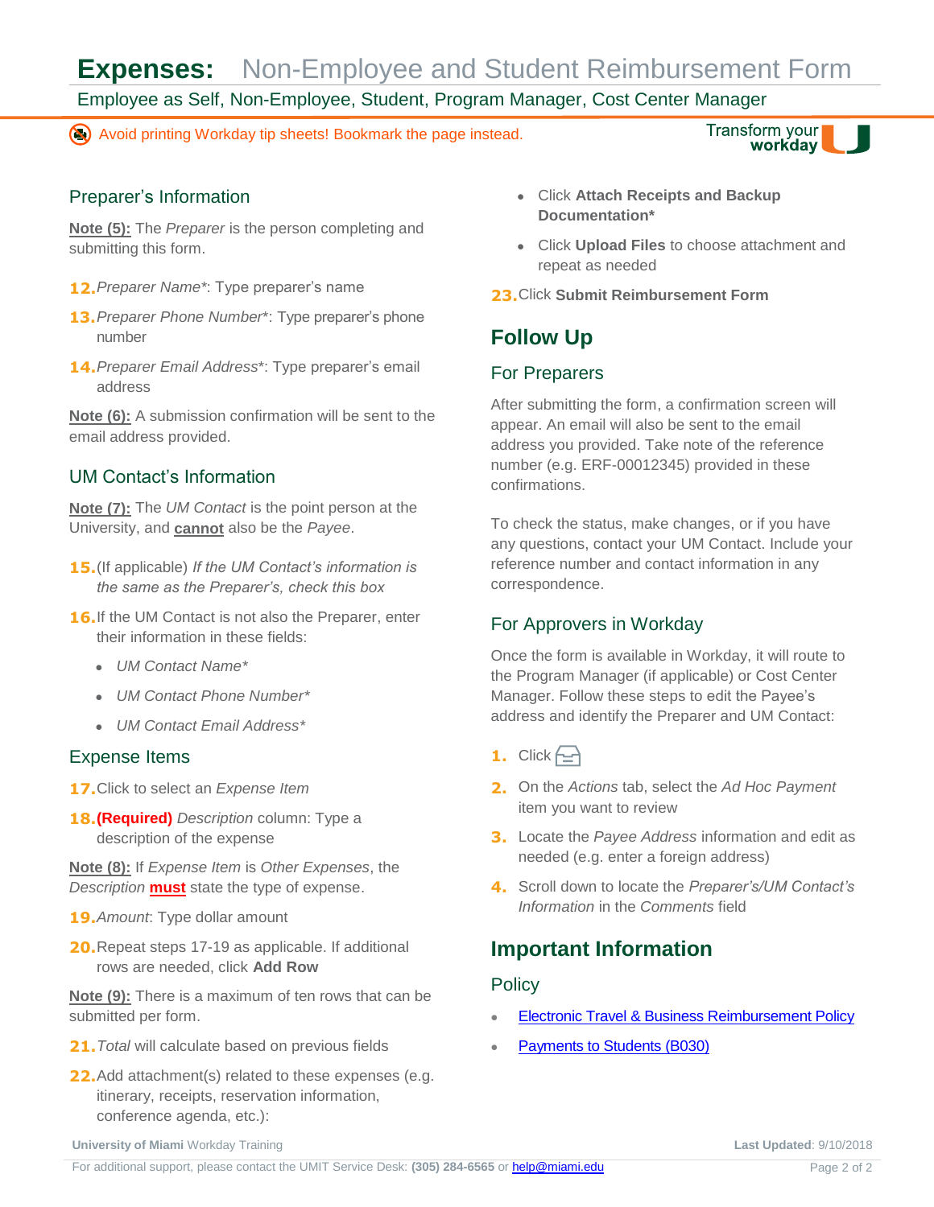# **Expenses:** Non-Employee and Student Reimbursement Form

Employee as Self, Non-Employee, Student, Program Manager, Cost Center Manager

Avoid printing Workday tip sheets! Bookmark the page instead.

## Preparer's Information

**Note (5):** The *Preparer* is the person completing and submitting this form.

12. *Preparer Name**: Type preparer's name
13. *Preparer Phone Number**: Type preparer's phone number
14. *Preparer Email Address**: Type preparer's email address

**Note (6):** A submission confirmation will be sent to the email address provided.

## UM Contact's Information

**Note (7):** The *UM Contact* is the point person at the University, and **cannot** also be the *Payee*.

15. (If applicable) *If the UM Contact's information is the same as the Preparer's, check this box*
16. If the UM Contact is not also the Preparer, enter their information in these fields:
    - *UM Contact Name**
    - *UM Contact Phone Number**
    - *UM Contact Email Address**

## Expense Items

17. Click to select an *Expense Item*
18. **(Required)** *Description* column: Type a description of the expense

**Note (8):** If *Expense Item* is *Other Expenses*, the *Description* **must** state the type of expense.

19. *Amount*: Type dollar amount
20. Repeat steps 17-19 as applicable. If additional rows are needed, click **Add Row**

**Note (9):** There is a maximum of ten rows that can be submitted per form.

21. *Total* will calculate based on previous fields
22. Add attachment(s) related to these expenses (e.g. itinerary, receipts, reservation information, conference agenda, etc.):
    - Click **Attach Receipts and Backup Documentation***
    - Click **Upload Files** to choose attachment and repeat as needed
23. Click **Submit Reimbursement Form**

# Follow Up

## For Preparers

After submitting the form, a confirmation screen will appear. An email will also be sent to the email address you provided. Take note of the reference number (e.g. ERF-00012345) provided in these confirmations.

To check the status, make changes, or if you have any questions, contact your UM Contact. Include your reference number and contact information in any correspondence.

## For Approvers in Workday

Once the form is available in Workday, it will route to the Program Manager (if applicable) or Cost Center Manager. Follow these steps to edit the Payee's address and identify the Preparer and UM Contact:

1. Click
2. On the *Actions* tab, select the *Ad Hoc Payment* item you want to review
3. Locate the *Payee Address* information and edit as needed (e.g. enter a foreign address)
4. Scroll down to locate the *Preparer's/UM Contact's Information* in the *Comments* field

# Important Information

## Policy

- Electronic Travel & Business Reimbursement Policy
- Payments to Students (B030)

**University of Miami** Workday Training

**Last Updated**: 9/10/2018

For additional support, please contact the UMIT Service Desk: **(305) 284-6565** or help@miami.edu